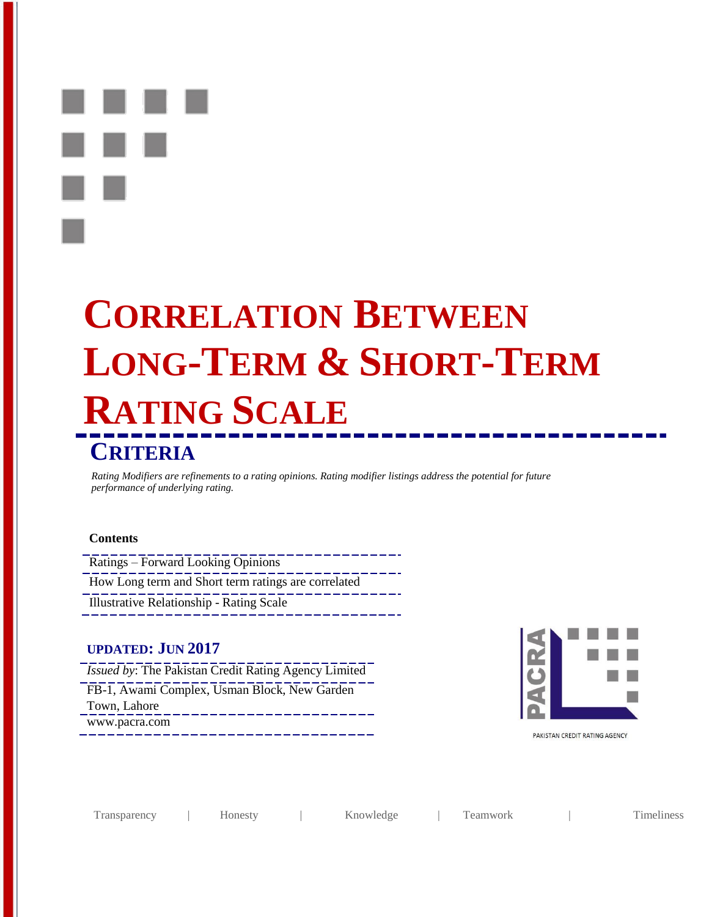# CORRELATION BETWEEN LONG-TERM & SHORT-TERM RATING SCALE

## CRITERIA

*Rating Modifiers are refinements to a rating opinions. Rating modifier listings address the potential for future performance of underlying rating.*

**Contents**

- Ratings – Forward Looking Opinions
- How Long term and Short term ratings are correlated
- Illustrative Relationship - Rating Scale

**UPDATED: JUN 2017**

*Issued by*: The Pakistan Credit Rating Agency Limited

FB-1, Awami Complex, Usman Block, New Garden Town, Lahore

www.pacra.com

PACRA

PAKISTAN CREDIT RATING AGENCY

Transparency | Honesty | Knowledge | Teamwork | Timeliness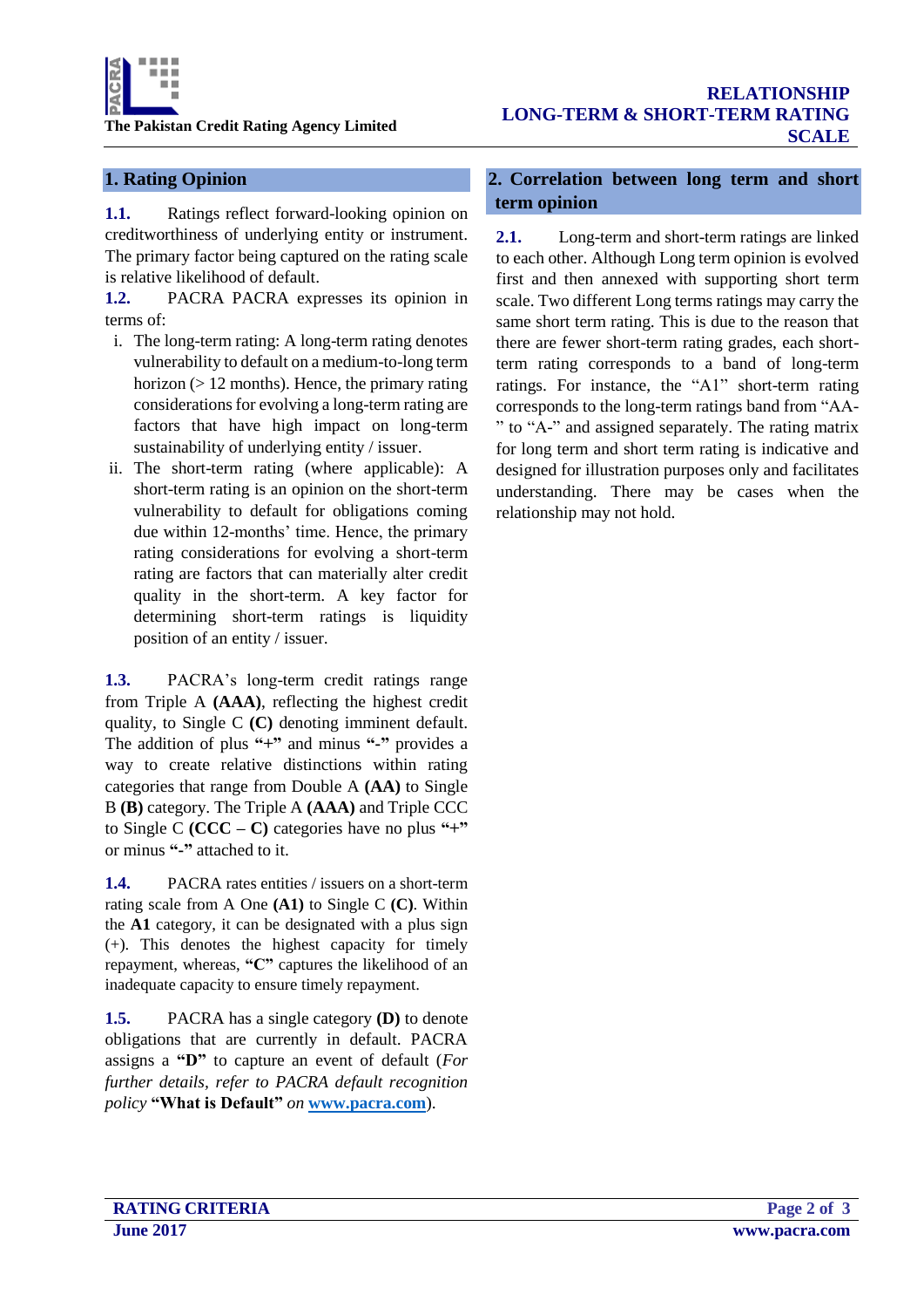## 1. Rating Opinion

**1.1.** Ratings reflect forward-looking opinion on creditworthiness of underlying entity or instrument. The primary factor being captured on the rating scale is relative likelihood of default.

**1.2.** PACRA PACRA expresses its opinion in terms of:

i. The long-term rating: A long-term rating denotes vulnerability to default on a medium-to-long term horizon (> 12 months). Hence, the primary rating considerations for evolving a long-term rating are factors that have high impact on long-term sustainability of underlying entity / issuer.

ii. The short-term rating (where applicable): A short-term rating is an opinion on the short-term vulnerability to default for obligations coming due within 12-months' time. Hence, the primary rating considerations for evolving a short-term rating are factors that can materially alter credit quality in the short-term. A key factor for determining short-term ratings is liquidity position of an entity / issuer.

**1.3.** PACRA's long-term credit ratings range from Triple A **(AAA)**, reflecting the highest credit quality, to Single C **(C)** denoting imminent default. The addition of plus **"+"** and minus **"-"** provides a way to create relative distinctions within rating categories that range from Double A **(AA)** to Single B **(B)** category. The Triple A **(AAA)** and Triple CCC to Single C **(CCC – C)** categories have no plus **"+"** or minus **"-"** attached to it.

**1.4.** PACRA rates entities / issuers on a short-term rating scale from A One **(A1)** to Single C **(C)**. Within the **A1** category, it can be designated with a plus sign (+). This denotes the highest capacity for timely repayment, whereas, **"C"** captures the likelihood of an inadequate capacity to ensure timely repayment.

**1.5.** PACRA has a single category **(D)** to denote obligations that are currently in default. PACRA assigns a **"D"** to capture an event of default (*For further details, refer to PACRA default recognition policy* **"What is Default"** *on* [www.pacra.com](http://www.pacra.com)).

## 2. Correlation between long term and short term opinion

**2.1.** Long-term and short-term ratings are linked to each other. Although Long term opinion is evolved first and then annexed with supporting short term scale. Two different Long terms ratings may carry the same short term rating. This is due to the reason that there are fewer short-term rating grades, each short-term rating corresponds to a band of long-term ratings. For instance, the "A1" short-term rating corresponds to the long-term ratings band from "AA-" to "A-" and assigned separately. The rating matrix for long term and short term rating is indicative and designed for illustration purposes only and facilitates understanding. There may be cases when the relationship may not hold.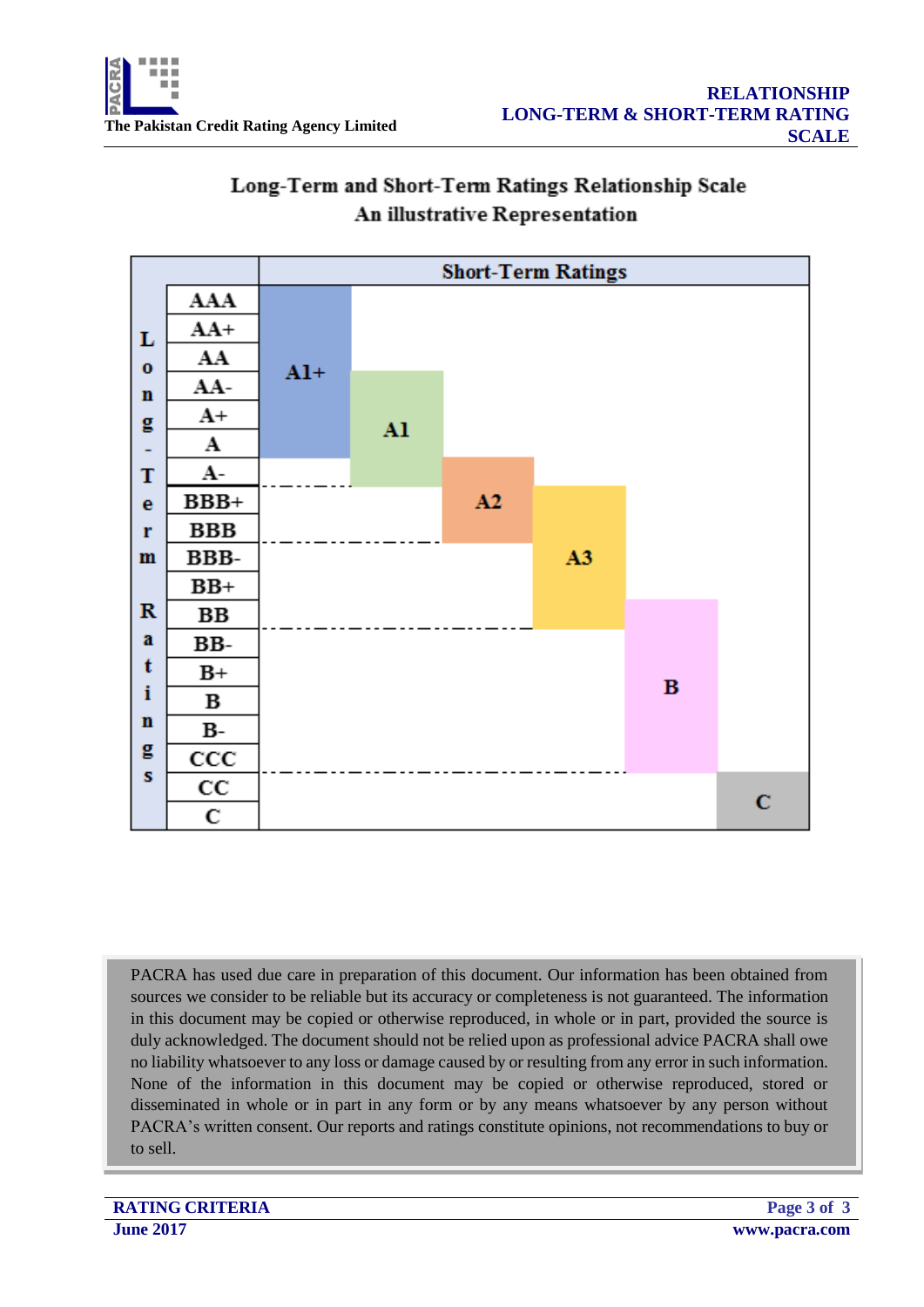## Long-Term and Short-Term Ratings Relationship Scale
### An illustrative Representation

Short-Term Ratings

Long-Term Ratings

AAA
AA+
AA
AA-
A+
A
A-
BBB+
BBB
BBB-
BB+
BB
BB-
B+
B
B-
CCC
CC
C

A1+
A1
A2
A3
B
C

PACRA has used due care in preparation of this document. Our information has been obtained from sources we consider to be reliable but its accuracy or completeness is not guaranteed. The information in this document may be copied or otherwise reproduced, in whole or in part, provided the source is duly acknowledged. The document should not be relied upon as professional advice PACRA shall owe no liability whatsoever to any loss or damage caused by or resulting from any error in such information. None of the information in this document may be copied or otherwise reproduced, stored or disseminated in whole or in part in any form or by any means whatsoever by any person without PACRA's written consent. Our reports and ratings constitute opinions, not recommendations to buy or to sell.